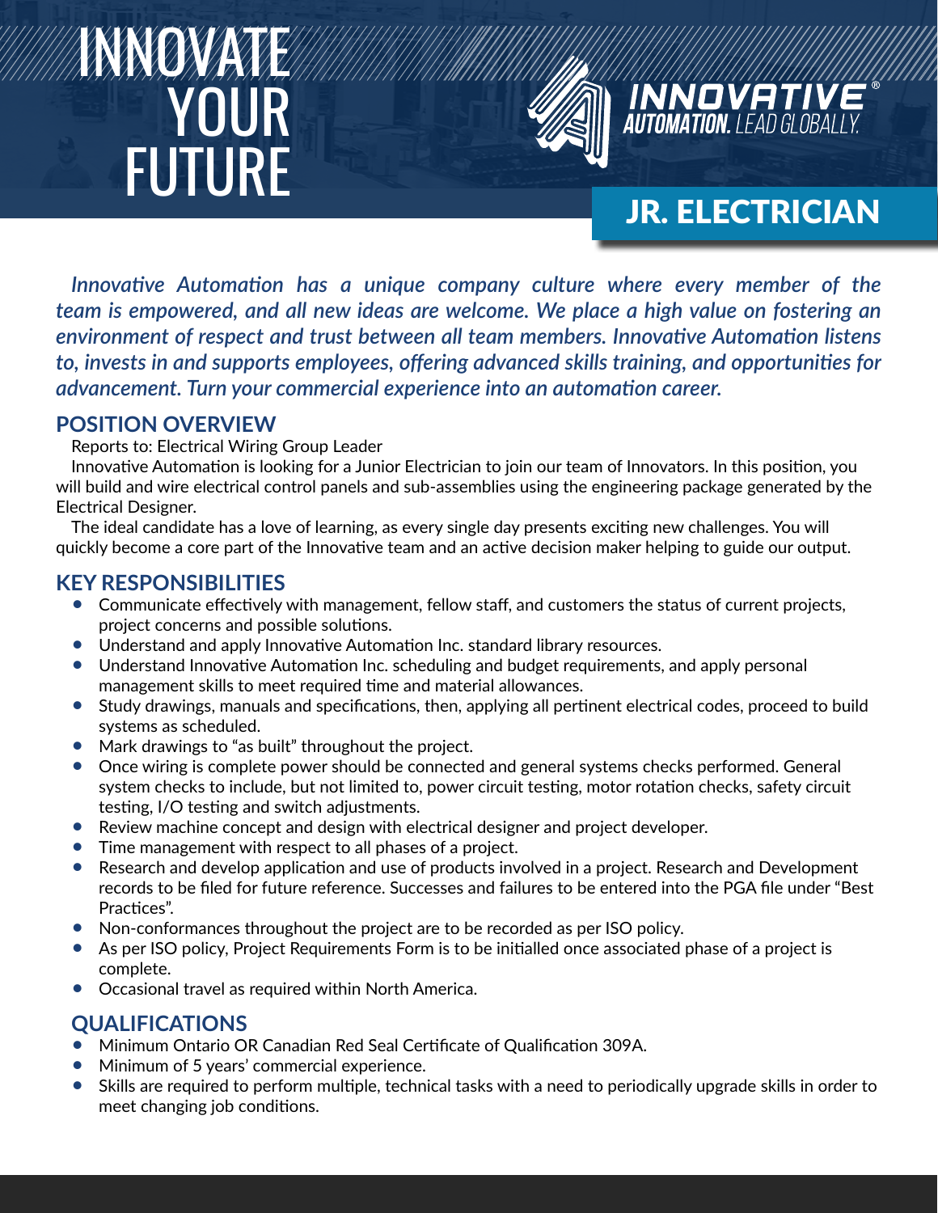# INNOVATE YOUR FUTURE

**INNOVATIVE® AUTOMATION.** LEAD GLOBALLY.

## JR. ELECTRICIAN

***Innovative Automation has a unique company culture where every member of the team is empowered, and all new ideas are welcome. We place a high value on fostering an environment of respect and trust between all team members. Innovative Automation listens to, invests in and supports employees, offering advanced skills training, and opportunities for advancement. Turn your commercial experience into an automation career.***

## POSITION OVERVIEW

Reports to: Electrical Wiring Group Leader

Innovative Automation is looking for a Junior Electrician to join our team of Innovators. In this position, you will build and wire electrical control panels and sub-assemblies using the engineering package generated by the Electrical Designer.

The ideal candidate has a love of learning, as every single day presents exciting new challenges. You will quickly become a core part of the Innovative team and an active decision maker helping to guide our output.

## KEY RESPONSIBILITIES

- Communicate effectively with management, fellow staff, and customers the status of current projects, project concerns and possible solutions.
- Understand and apply Innovative Automation Inc. standard library resources.
- Understand Innovative Automation Inc. scheduling and budget requirements, and apply personal management skills to meet required time and material allowances.
- Study drawings, manuals and specifications, then, applying all pertinent electrical codes, proceed to build systems as scheduled.
- Mark drawings to "as built" throughout the project.
- Once wiring is complete power should be connected and general systems checks performed. General system checks to include, but not limited to, power circuit testing, motor rotation checks, safety circuit testing, I/O testing and switch adjustments.
- Review machine concept and design with electrical designer and project developer.
- Time management with respect to all phases of a project.
- Research and develop application and use of products involved in a project. Research and Development records to be filed for future reference. Successes and failures to be entered into the PGA file under "Best Practices".
- Non-conformances throughout the project are to be recorded as per ISO policy.
- As per ISO policy, Project Requirements Form is to be initialled once associated phase of a project is complete.
- Occasional travel as required within North America.

## QUALIFICATIONS

- Minimum Ontario OR Canadian Red Seal Certificate of Qualification 309A.
- Minimum of 5 years' commercial experience.
- Skills are required to perform multiple, technical tasks with a need to periodically upgrade skills in order to meet changing job conditions.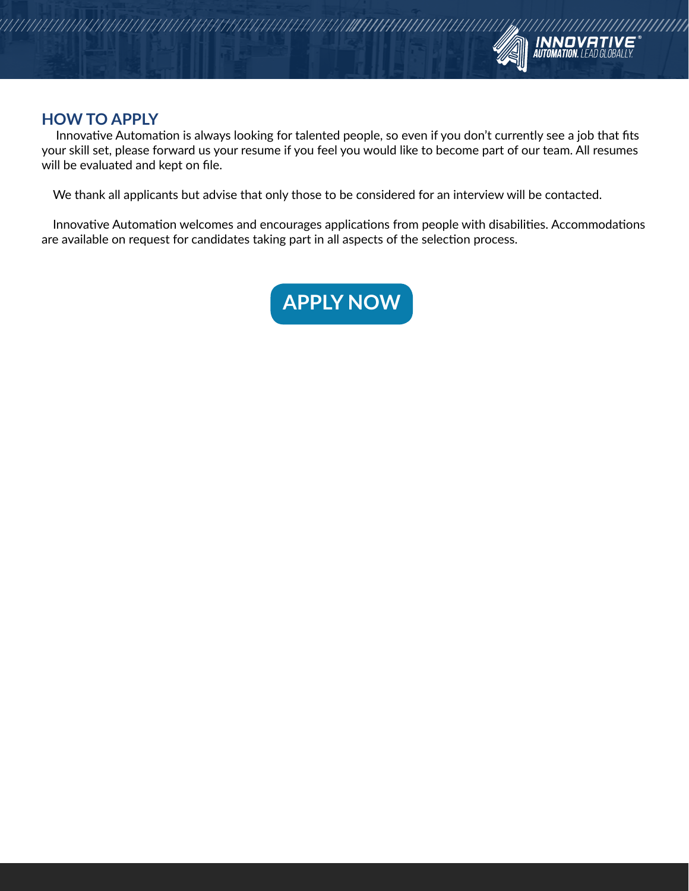## HOW TO APPLY

Innovative Automation is always looking for talented people, so even if you don't currently see a job that fits your skill set, please forward us your resume if you feel you would like to become part of our team. All resumes will be evaluated and kept on file.

We thank all applicants but advise that only those to be considered for an interview will be contacted.

Innovative Automation welcomes and encourages applications from people with disabilities. Accommodations are available on request for candidates taking part in all aspects of the selection process.

**APPLY NOW**